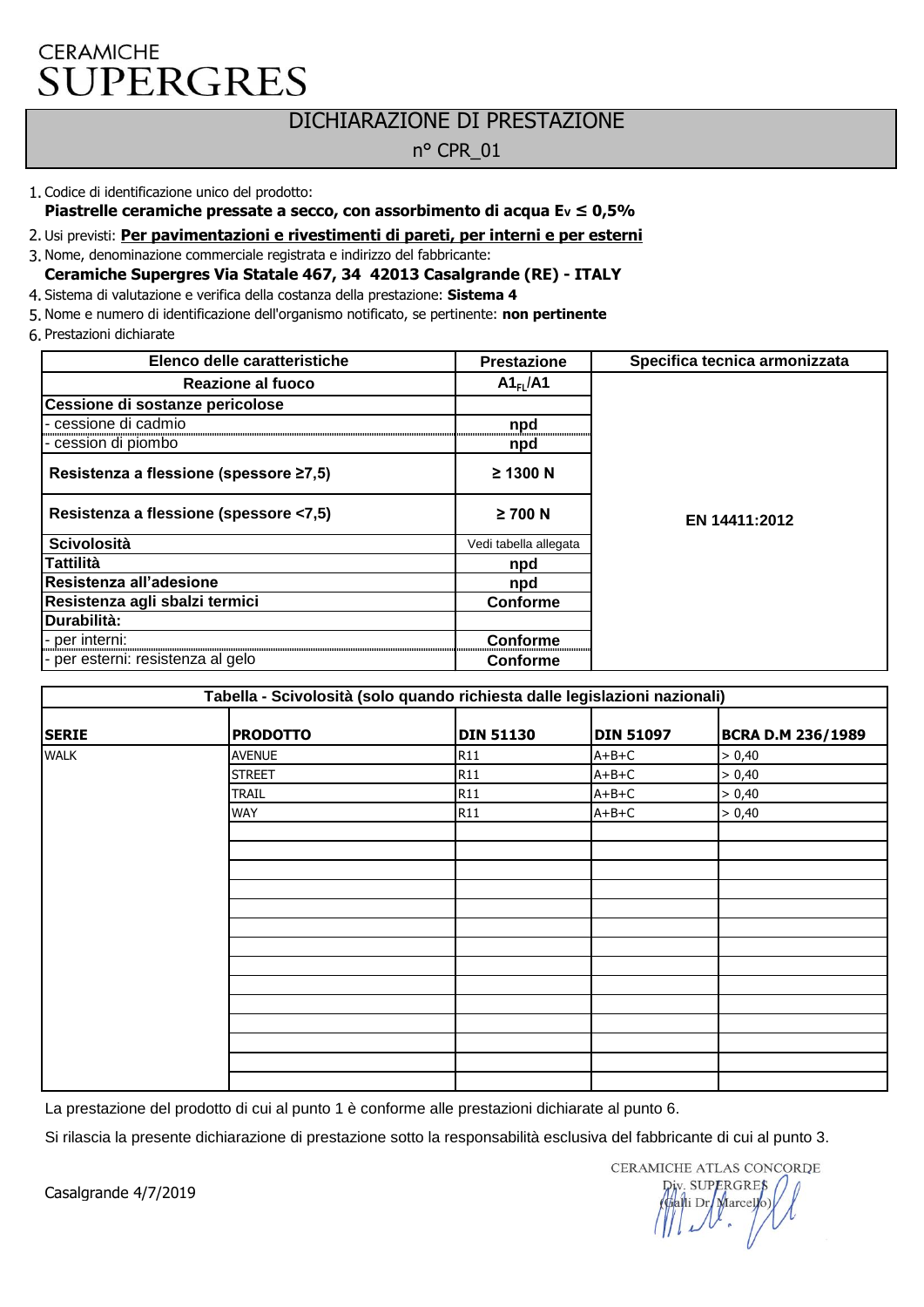CERAMICHE
SUPERGRES

# DICHIARAZIONE DI PRESTAZIONE

n° CPR_01

1. Codice di identificazione unico del prodotto:
   **Piastrelle ceramiche pressate a secco, con assorbimento di acqua $E_v \leq 0,5\%$**
2. Usi previsti: **Per pavimentazioni e rivestimenti di pareti, per interni e per esterni**
3. Nome, denominazione commerciale registrata e indirizzo del fabbricante:
   **Ceramiche Supergres Via Statale 467, 34 42013 Casalgrande (RE) - ITALY**
4. Sistema di valutazione e verifica della costanza della prestazione: **Sistema 4**
5. Nome e numero di identificazione dell'organismo notificato, se pertinente: **non pertinente**
6. Prestazioni dichiarate

| Elenco delle caratteristiche | Prestazione | Specifica tecnica armonizzata |
|---|---|---|
| **Reazione al fuoco** | **$A1_{FL}$/A1** | EN 14411:2012 |
| **Cessione di sostanze pericolose** | | |
| - cessione di cadmio | **npd** | |
| - cession di piombo | **npd** | |
| **Resistenza a flessione (spessore ≥7,5)** | **≥ 1300 N** | |
| **Resistenza a flessione (spessore <7,5)** | **≥ 700 N** | |
| **Scivolosità** | Vedi tabella allegata | |
| **Tattilità** | **npd** | |
| **Resistenza all'adesione** | **npd** | |
| **Resistenza agli sbalzi termici** | **Conforme** | |
| **Durabilità:** | | |
| - per interni: | **Conforme** | |
| - per esterni: resistenza al gelo | **Conforme** | |

**Tabella - Scivolosità (solo quando richiesta dalle legislazioni nazionali)**

| SERIE | PRODOTTO | DIN 51130 | DIN 51097 | BCRA D.M 236/1989 |
|---|---|---|---|---|
| WALK | AVENUE | R11 | A+B+C | > 0,40 |
| | STREET | R11 | A+B+C | > 0,40 |
| | TRAIL | R11 | A+B+C | > 0,40 |
| | WAY | R11 | A+B+C | > 0,40 |

La prestazione del prodotto di cui al punto 1 è conforme alle prestazioni dichiarate al punto 6.

Si rilascia la presente dichiarazione di prestazione sotto la responsabilità esclusiva del fabbricante di cui al punto 3.

Casalgrande 4/7/2019

CERAMICHE ATLAS CONCORDE
Div. SUPERGRES
(Galli Dr. Marcello)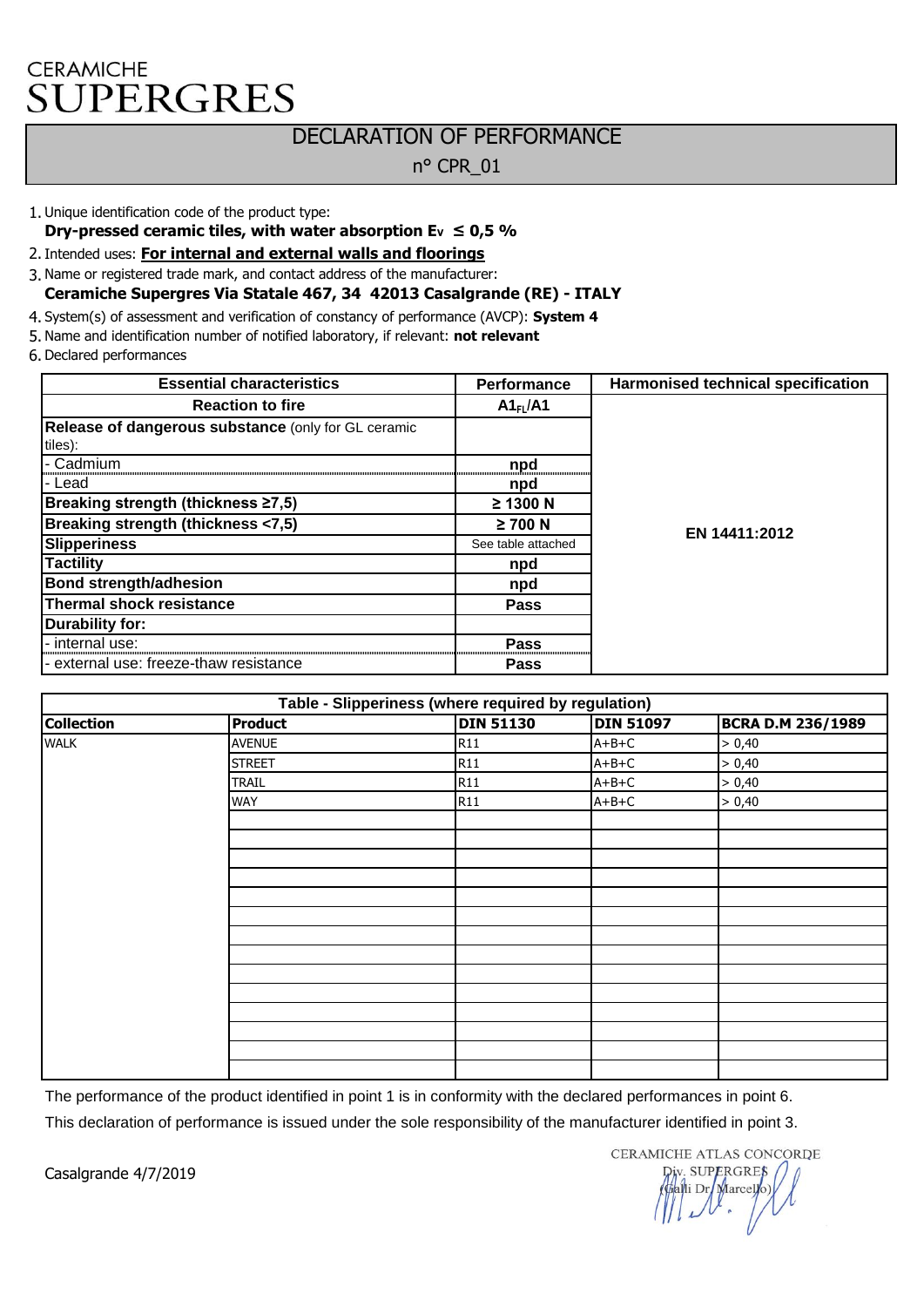CERAMICHE
SUPERGRES

# DECLARATION OF PERFORMANCE

n° CPR_01

1. Unique identification code of the product type:
   **Dry-pressed ceramic tiles, with water absorption $E_v$ ≤ 0,5 %**
2. Intended uses: **For internal and external walls and floorings**
3. Name or registered trade mark, and contact address of the manufacturer:
   **Ceramiche Supergres Via Statale 467, 34 42013 Casalgrande (RE) - ITALY**
4. System(s) of assessment and verification of constancy of performance (AVCP): **System 4**
5. Name and identification number of notified laboratory, if relevant: **not relevant**
6. Declared performances

| Essential characteristics | Performance | Harmonised technical specification |
|---|---|---|
| **Reaction to fire** | **$A1_{FL}$/A1** | EN 14411:2012 |
| **Release of dangerous substance** (only for GL ceramic tiles): | | |
| - Cadmium | **npd** | |
| - Lead | **npd** | |
| **Breaking strength (thickness ≥7,5)** | **≥ 1300 N** | |
| **Breaking strength (thickness <7,5)** | **≥ 700 N** | |
| **Slipperiness** | See table attached | |
| **Tactility** | **npd** | |
| **Bond strength/adhesion** | **npd** | |
| **Thermal shock resistance** | **Pass** | |
| **Durability for:** | | |
| - internal use: | **Pass** | |
| - external use: freeze-thaw resistance | **Pass** | |

**Table - Slipperiness (where required by regulation)**

| Collection | Product | DIN 51130 | DIN 51097 | BCRA D.M 236/1989 |
|---|---|---|---|---|
| WALK | AVENUE | R11 | A+B+C | > 0,40 |
| | STREET | R11 | A+B+C | > 0,40 |
| | TRAIL | R11 | A+B+C | > 0,40 |
| | WAY | R11 | A+B+C | > 0,40 |

The performance of the product identified in point 1 is in conformity with the declared performances in point 6.

This declaration of performance is issued under the sole responsibility of the manufacturer identified in point 3.

Casalgrande 4/7/2019

CERAMICHE ATLAS CONCORDE
Div. SUPERGRES
(Galli Dr. Marcello)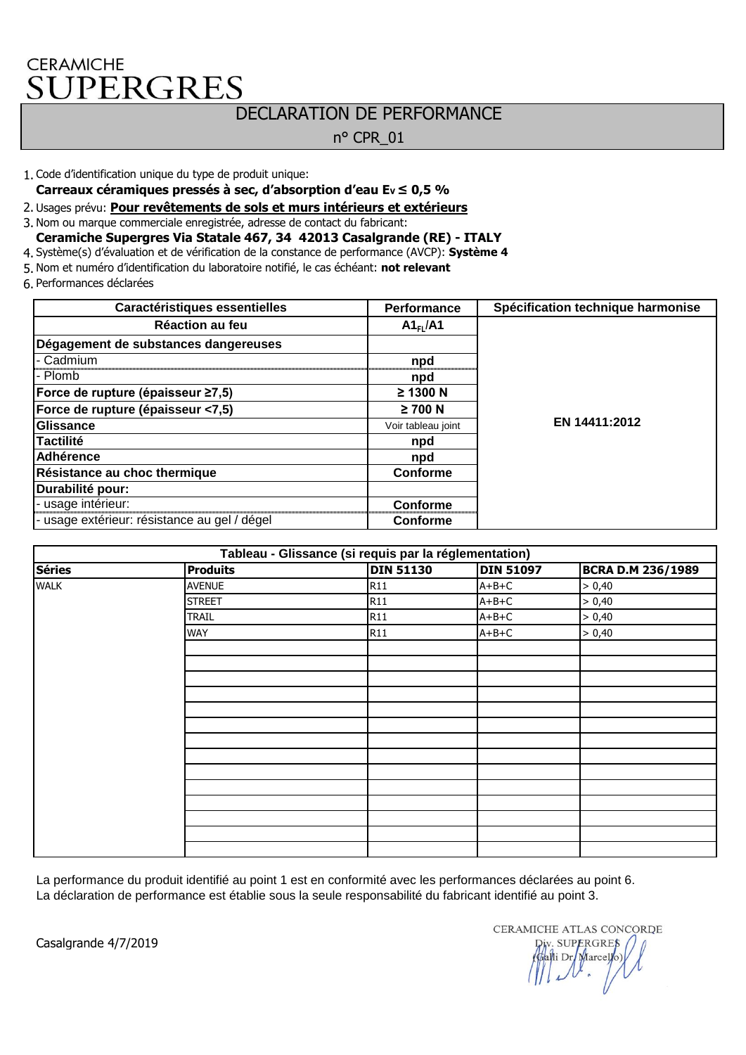CERAMICHE
SUPERGRES

# DECLARATION DE PERFORMANCE

n° CPR_01

1. Code d'identification unique du type de produit unique:
   **Carreaux céramiques pressés à sec, d'absorption d'eau $E_V \leq 0,5$ %**
2. Usages prévu: **Pour revêtements de sols et murs intérieurs et extérieurs**
3. Nom ou marque commerciale enregistrée, adresse de contact du fabricant:
   **Ceramiche Supergres Via Statale 467, 34 42013 Casalgrande (RE) - ITALY**
4. Système(s) d'évaluation et de vérification de la constance de performance (AVCP): **Système 4**
5. Nom et numéro d'identification du laboratoire notifié, le cas échéant: **not relevant**
6. Performances déclarées

| Caractéristiques essentielles | Performance | Spécification technique harmonise |
|---|---|---|
| **Réaction au feu** | **$A1_{FL}$/A1** | **EN 14411:2012** |
| **Dégagement de substances dangereuses** | | |
| - Cadmium | **npd** | |
| - Plomb | **npd** | |
| **Force de rupture (épaisseur ≥7,5)** | **≥ 1300 N** | |
| **Force de rupture (épaisseur <7,5)** | **≥ 700 N** | |
| **Glissance** | Voir tableau joint | |
| **Tactilité** | **npd** | |
| **Adhérence** | **npd** | |
| **Résistance au choc thermique** | **Conforme** | |
| **Durabilité pour:** | | |
| - usage intérieur: | **Conforme** | |
| - usage extérieur: résistance au gel / dégel | **Conforme** | |

**Tableau - Glissance (si requis par la réglementation)**

| Séries | Produits | DIN 51130 | DIN 51097 | BCRA D.M 236/1989 |
|---|---|---|---|---|
| WALK | AVENUE | R11 | A+B+C | > 0,40 |
| | STREET | R11 | A+B+C | > 0,40 |
| | TRAIL | R11 | A+B+C | > 0,40 |
| | WAY | R11 | A+B+C | > 0,40 |

La performance du produit identifié au point 1 est en conformité avec les performances déclarées au point 6.
La déclaration de performance est établie sous la seule responsabilité du fabricant identifié au point 3.

Casalgrande 4/7/2019

CERAMICHE ATLAS CONCORDE
Div. SUPERGRES
(Galli Dr. Marcello)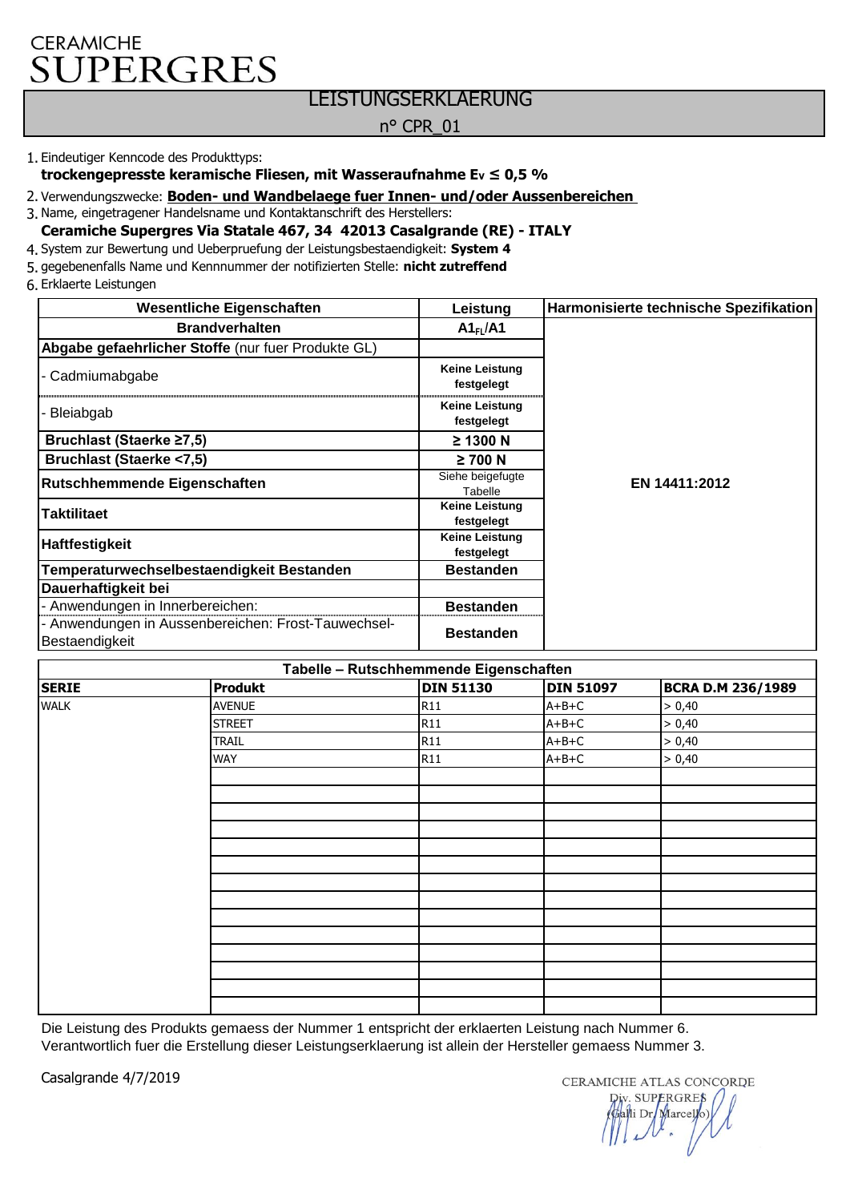CERAMICHE
SUPERGRES

# LEISTUNGSERKLAERUNG

n° CPR_01

1. Eindeutiger Kenncode des Produkttyps:
   **trockengepresste keramische Fliesen, mit Wasseraufnahme $E_v$ ≤ 0,5 %**
2. Verwendungszwecke: **Boden- und Wandbelaege fuer Innen- und/oder Aussenbereichen**
3. Name, eingetragener Handelsname und Kontaktanschrift des Herstellers:
   **Ceramiche Supergres Via Statale 467, 34 42013 Casalgrande (RE) - ITALY**
4. System zur Bewertung und Ueberpruefung der Leistungsbestaendigkeit: **System 4**
5. gegebenenfalls Name und Kennnummer der notifizierten Stelle: **nicht zutreffend**
6. Erklaerte Leistungen

| Wesentliche Eigenschaften | Leistung | Harmonisierte technische Spezifikation |
|---|---|---|
| **Brandverhalten** | **$A1_{FL}$/A1** | **EN 14411:2012** |
| **Abgabe gefaehrlicher Stoffe** (nur fuer Produkte GL) | | |
| - Cadmiumabgabe | **Keine Leistung festgelegt** | |
| - Bleiabgab | **Keine Leistung festgelegt** | |
| **Bruchlast (Staerke ≥7,5)** | **≥ 1300 N** | |
| **Bruchlast (Staerke <7,5)** | **≥ 700 N** | |
| **Rutschhemmende Eigenschaften** | Siehe beigefugte Tabelle | |
| **Taktilitaet** | **Keine Leistung festgelegt** | |
| **Haftfestigkeit** | **Keine Leistung festgelegt** | |
| **Temperaturwechselbestaendigkeit Bestanden** | **Bestanden** | |
| **Dauerhaftigkeit bei** | | |
| - Anwendungen in Innerbereichen: | **Bestanden** | |
| - Anwendungen in Aussenbereichen: Frost-Tauwechsel-Bestaendigkeit | **Bestanden** | |

**Tabelle – Rutschhemmende Eigenschaften**

| SERIE | Produkt | DIN 51130 | DIN 51097 | BCRA D.M 236/1989 |
|---|---|---|---|---|
| WALK | AVENUE | R11 | A+B+C | > 0,40 |
| | STREET | R11 | A+B+C | > 0,40 |
| | TRAIL | R11 | A+B+C | > 0,40 |
| | WAY | R11 | A+B+C | > 0,40 |

Die Leistung des Produkts gemaess der Nummer 1 entspricht der erklaerten Leistung nach Nummer 6.
Verantwortlich fuer die Erstellung dieser Leistungserklaerung ist allein der Hersteller gemaess Nummer 3.

Casalgrande 4/7/2019

CERAMICHE ATLAS CONCORDE
Div. SUPERGRES
(Galli Dr. Marcello)